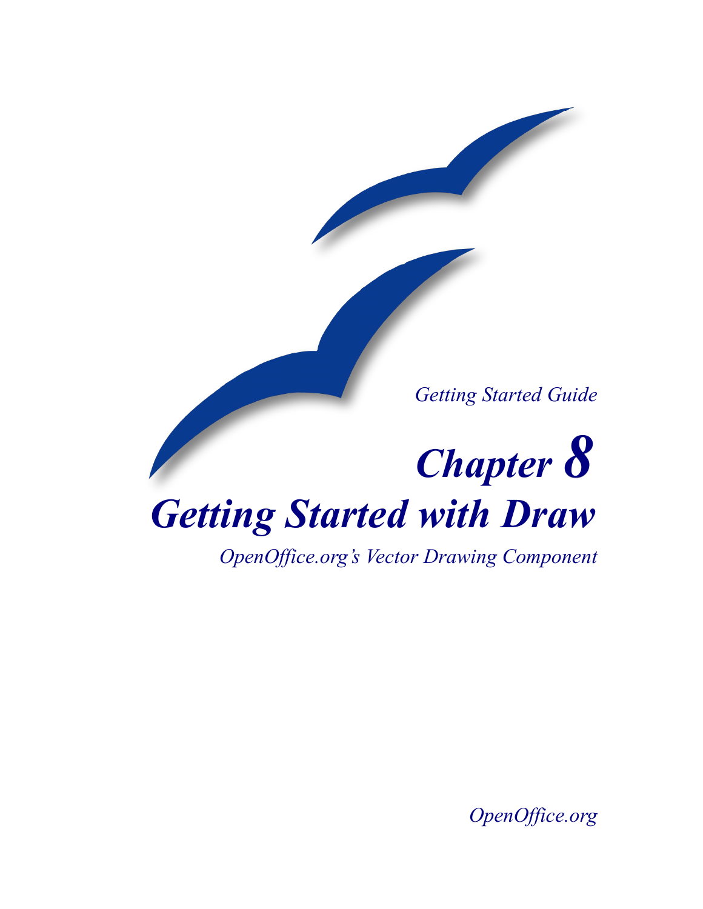*Getting Started Guide*

# *Chapter 8*

# *Getting Started with Draw*

*OpenOffice.org's Vector Drawing Component*

*OpenOffice.org*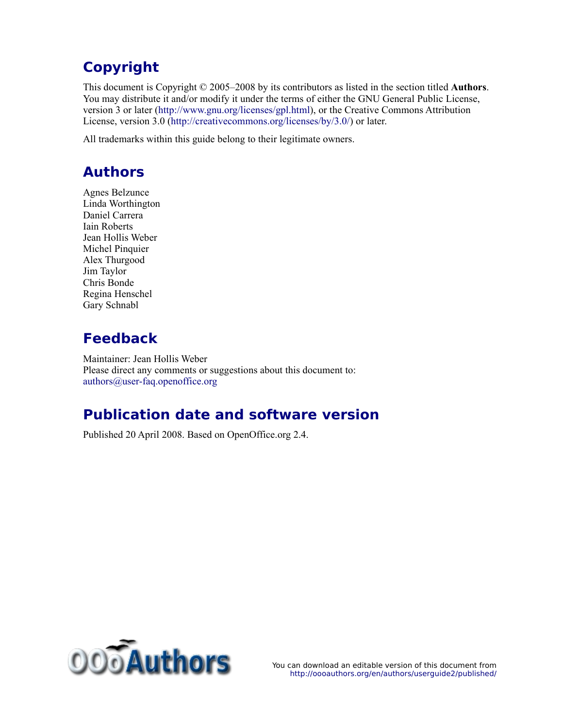## Copyright

This document is Copyright © 2005–2008 by its contributors as listed in the section titled **Authors**. You may distribute it and/or modify it under the terms of either the GNU General Public License, version 3 or later (http://www.gnu.org/licenses/gpl.html), or the Creative Commons Attribution License, version 3.0 (http://creativecommons.org/licenses/by/3.0/) or later.

All trademarks within this guide belong to their legitimate owners.

## Authors

Agnes Belzunce
Linda Worthington
Daniel Carrera
Iain Roberts
Jean Hollis Weber
Michel Pinquier
Alex Thurgood
Jim Taylor
Chris Bonde
Regina Henschel
Gary Schnabl

## Feedback

Maintainer: Jean Hollis Weber
Please direct any comments or suggestions about this document to:
authors@user-faq.openoffice.org

## Publication date and software version

Published 20 April 2008. Based on OpenOffice.org 2.4.

OOoAuthors

You can download an editable version of this document from
http://oooauthors.org/en/authors/userguide2/published/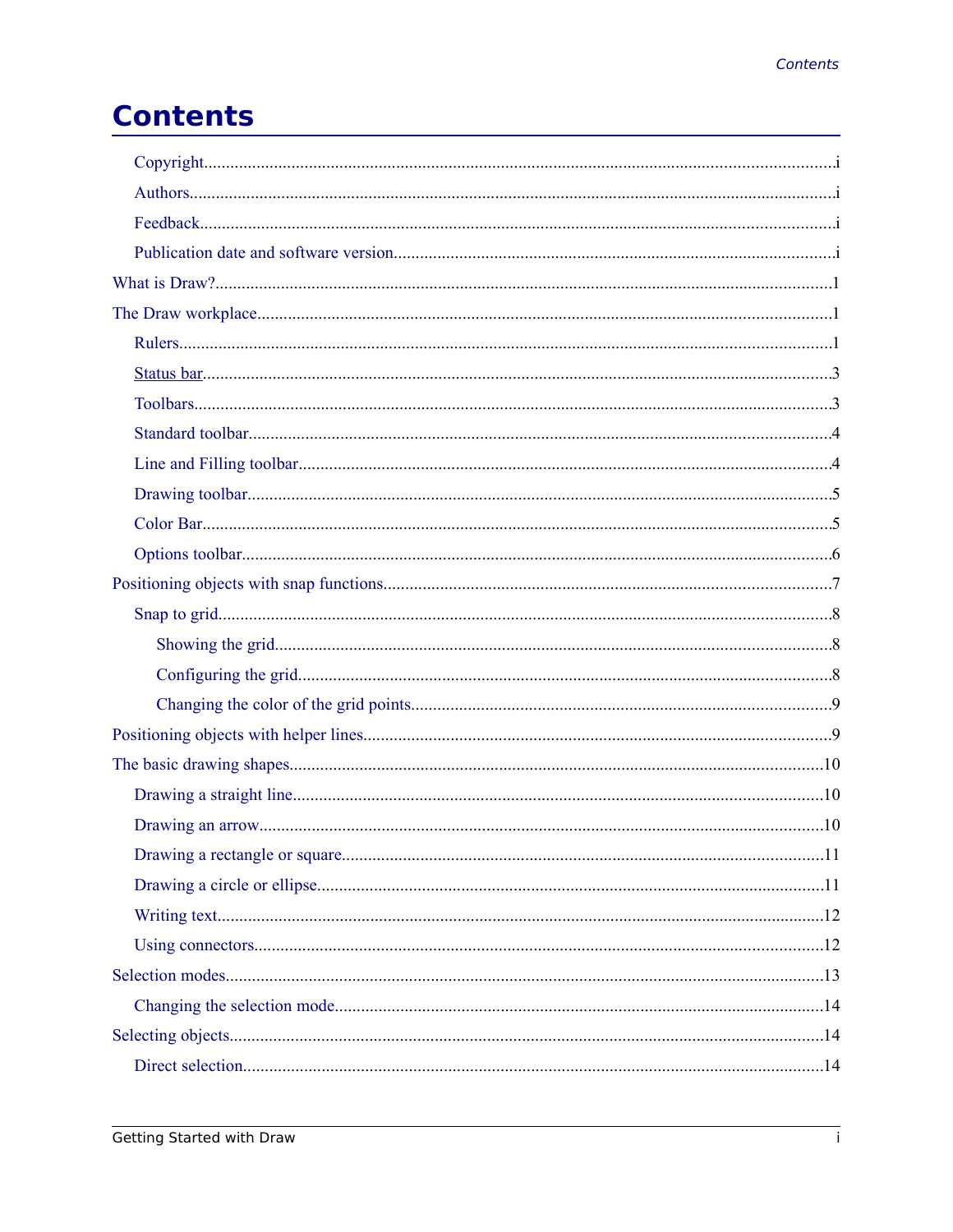# Contents

- Copyright....................i
- Authors....................i
- Feedback....................i
- Publication date and software version....................i

What is Draw?....................1

The Draw workplace....................1

- Rulers....................1
- Status bar....................3
- Toolbars....................3
- Standard toolbar....................4
- Line and Filling toolbar....................4
- Drawing toolbar....................5
- Color Bar....................5
- Options toolbar....................6

Positioning objects with snap functions....................7

- Snap to grid....................8
  - Showing the grid....................8
  - Configuring the grid....................8
  - Changing the color of the grid points....................9

Positioning objects with helper lines....................9

The basic drawing shapes....................10

- Drawing a straight line....................10
- Drawing an arrow....................10
- Drawing a rectangle or square....................11
- Drawing a circle or ellipse....................11
- Writing text....................12
- Using connectors....................12

Selection modes....................13

- Changing the selection mode....................14

Selecting objects....................14

- Direct selection....................14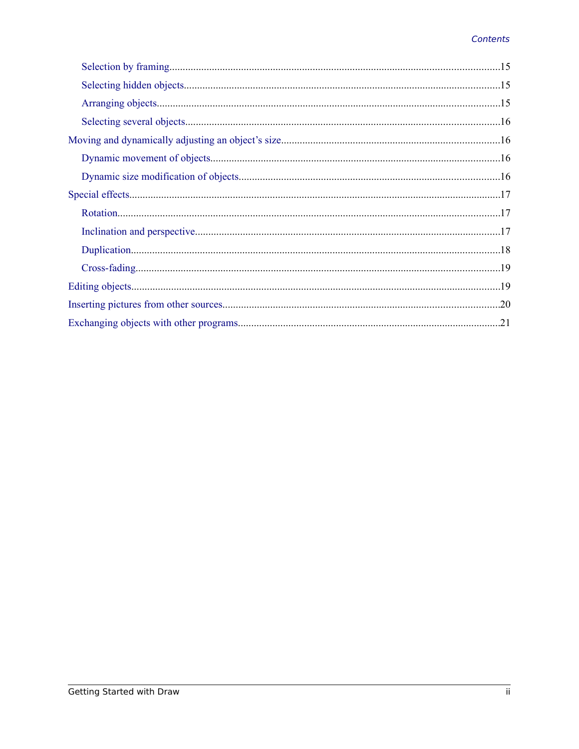- Selection by framing ........ 15
- Selecting hidden objects ........ 15
- Arranging objects ........ 15
- Selecting several objects ........ 16

Moving and dynamically adjusting an object's size ........ 16

- Dynamic movement of objects ........ 16
- Dynamic size modification of objects ........ 16

Special effects ........ 17

- Rotation ........ 17
- Inclination and perspective ........ 17
- Duplication ........ 18
- Cross-fading ........ 19

Editing objects ........ 19

Inserting pictures from other sources ........ 20

Exchanging objects with other programs ........ 21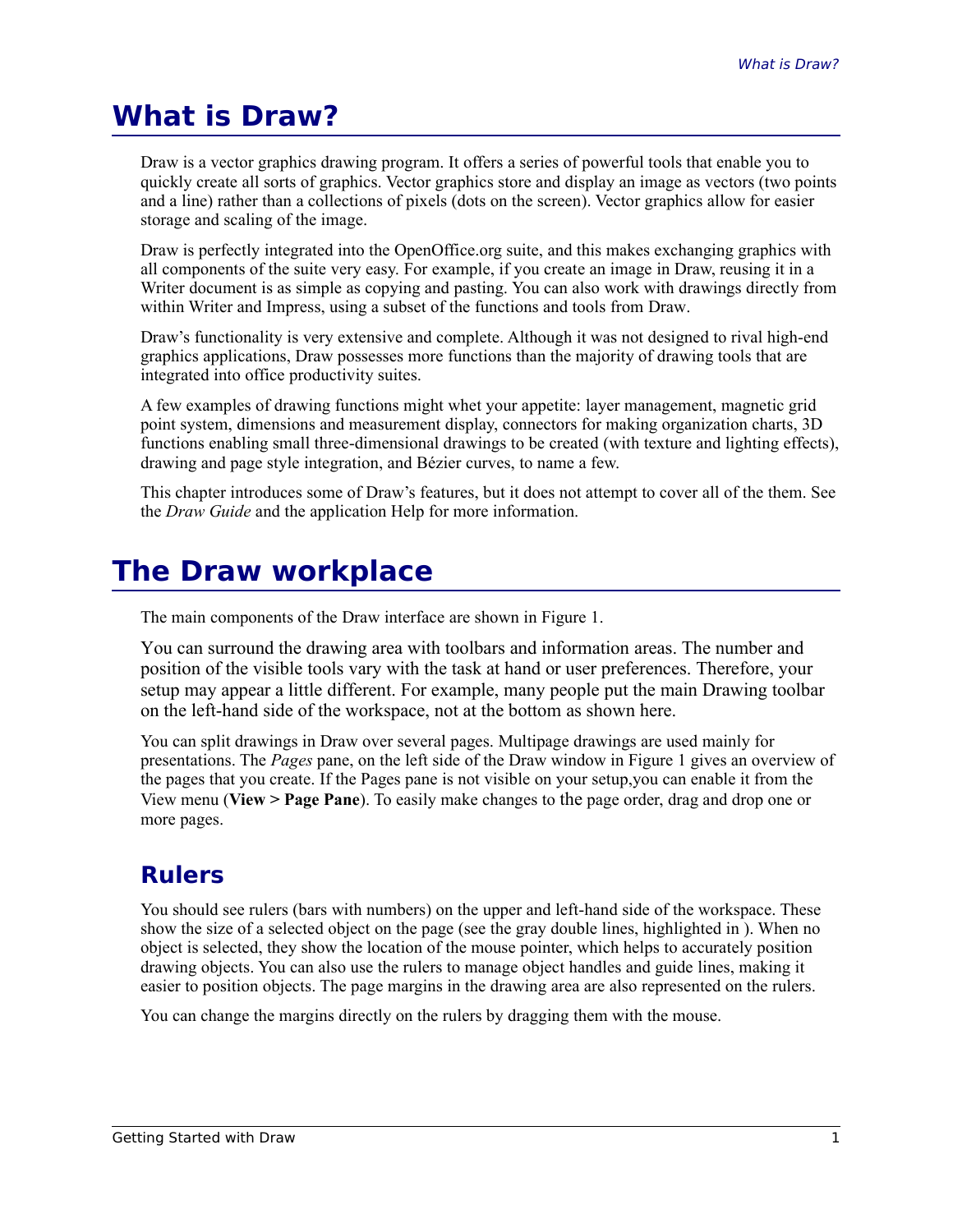# What is Draw?

Draw is a vector graphics drawing program. It offers a series of powerful tools that enable you to quickly create all sorts of graphics. Vector graphics store and display an image as vectors (two points and a line) rather than a collections of pixels (dots on the screen). Vector graphics allow for easier storage and scaling of the image.

Draw is perfectly integrated into the OpenOffice.org suite, and this makes exchanging graphics with all components of the suite very easy. For example, if you create an image in Draw, reusing it in a Writer document is as simple as copying and pasting. You can also work with drawings directly from within Writer and Impress, using a subset of the functions and tools from Draw.

Draw's functionality is very extensive and complete. Although it was not designed to rival high-end graphics applications, Draw possesses more functions than the majority of drawing tools that are integrated into office productivity suites.

A few examples of drawing functions might whet your appetite: layer management, magnetic grid point system, dimensions and measurement display, connectors for making organization charts, 3D functions enabling small three-dimensional drawings to be created (with texture and lighting effects), drawing and page style integration, and Bézier curves, to name a few.

This chapter introduces some of Draw's features, but it does not attempt to cover all of the them. See the *Draw Guide* and the application Help for more information.

# The Draw workplace

The main components of the Draw interface are shown in Figure 1.

You can surround the drawing area with toolbars and information areas. The number and position of the visible tools vary with the task at hand or user preferences. Therefore, your setup may appear a little different. For example, many people put the main Drawing toolbar on the left-hand side of the workspace, not at the bottom as shown here.

You can split drawings in Draw over several pages. Multipage drawings are used mainly for presentations. The *Pages* pane, on the left side of the Draw window in Figure 1 gives an overview of the pages that you create. If the Pages pane is not visible on your setup,you can enable it from the View menu (**View > Page Pane**). To easily make changes to the page order, drag and drop one or more pages.

## Rulers

You should see rulers (bars with numbers) on the upper and left-hand side of the workspace. These show the size of a selected object on the page (see the gray double lines, highlighted in ). When no object is selected, they show the location of the mouse pointer, which helps to accurately position drawing objects. You can also use the rulers to manage object handles and guide lines, making it easier to position objects. The page margins in the drawing area are also represented on the rulers.

You can change the margins directly on the rulers by dragging them with the mouse.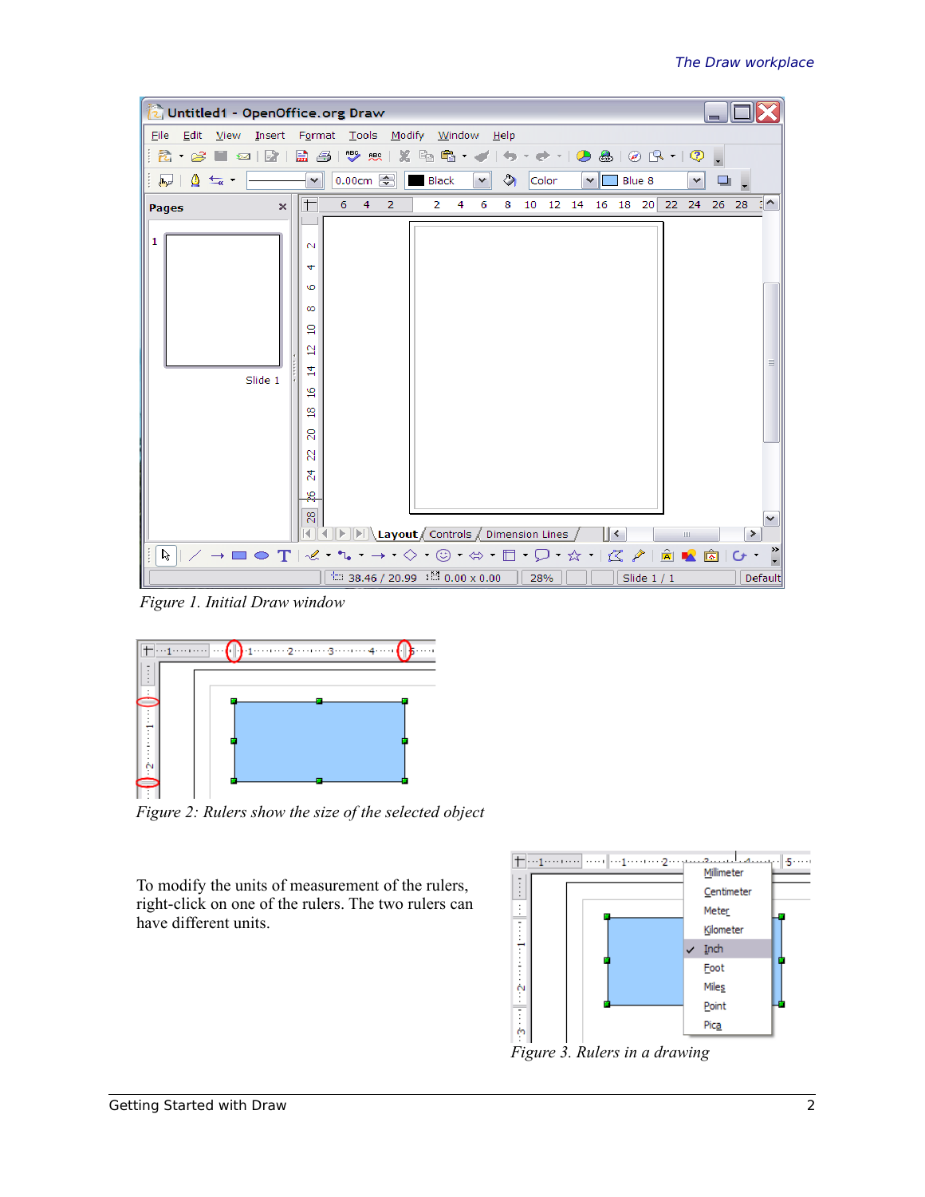*Figure 1. Initial Draw window*

*Figure 2: Rulers show the size of the selected object*

To modify the units of measurement of the rulers, right-click on one of the rulers. The two rulers can have different units.

*Figure 3. Rulers in a drawing*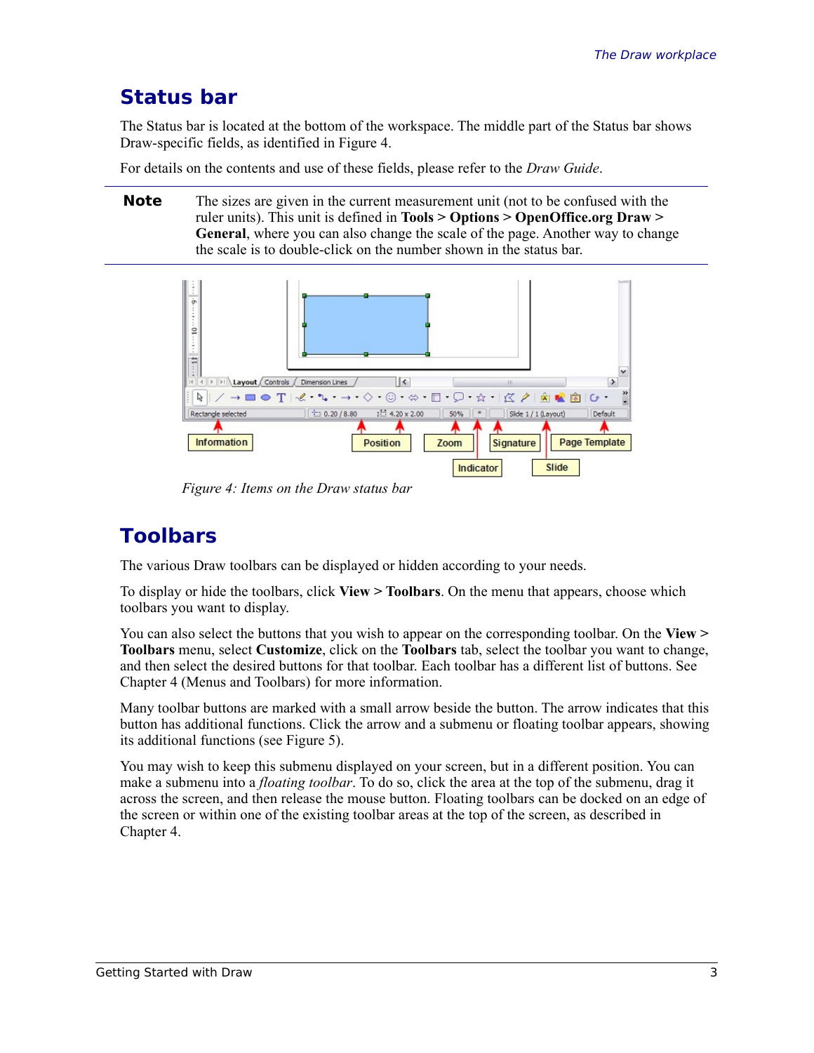## Status bar

The Status bar is located at the bottom of the workspace. The middle part of the Status bar shows Draw-specific fields, as identified in Figure 4.

For details on the contents and use of these fields, please refer to the *Draw Guide*.

| **Note** | The sizes are given in the current measurement unit (not to be confused with the ruler units). This unit is defined in **Tools > Options > OpenOffice.org Draw > General**, where you can also change the scale of the page. Another way to change the scale is to double-click on the number shown in the status bar. |
|---|---|

*Figure 4: Items on the Draw status bar*

## Toolbars

The various Draw toolbars can be displayed or hidden according to your needs.

To display or hide the toolbars, click **View > Toolbars**. On the menu that appears, choose which toolbars you want to display.

You can also select the buttons that you wish to appear on the corresponding toolbar. On the **View > Toolbars** menu, select **Customize**, click on the **Toolbars** tab, select the toolbar you want to change, and then select the desired buttons for that toolbar. Each toolbar has a different list of buttons. See Chapter 4 (Menus and Toolbars) for more information.

Many toolbar buttons are marked with a small arrow beside the button. The arrow indicates that this button has additional functions. Click the arrow and a submenu or floating toolbar appears, showing its additional functions (see Figure 5).

You may wish to keep this submenu displayed on your screen, but in a different position. You can make a submenu into a *floating toolbar*. To do so, click the area at the top of the submenu, drag it across the screen, and then release the mouse button. Floating toolbars can be docked on an edge of the screen or within one of the existing toolbar areas at the top of the screen, as described in Chapter 4.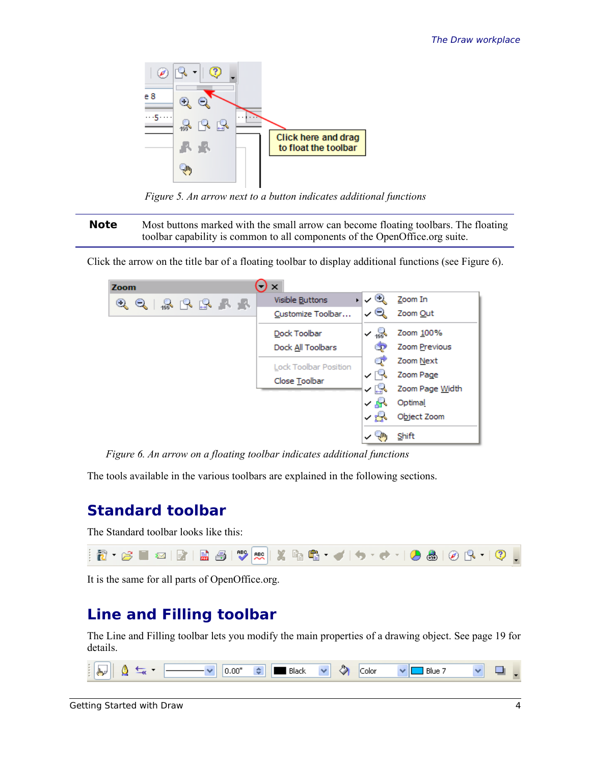*Figure 5. An arrow next to a button indicates additional functions*

**Note** Most buttons marked with the small arrow can become floating toolbars. The floating toolbar capability is common to all components of the OpenOffice.org suite.

Click the arrow on the title bar of a floating toolbar to display additional functions (see Figure 6).

*Figure 6. An arrow on a floating toolbar indicates additional functions*

The tools available in the various toolbars are explained in the following sections.

## Standard toolbar

The Standard toolbar looks like this:

It is the same for all parts of OpenOffice.org.

## Line and Filling toolbar

The Line and Filling toolbar lets you modify the main properties of a drawing object. See page 19 for details.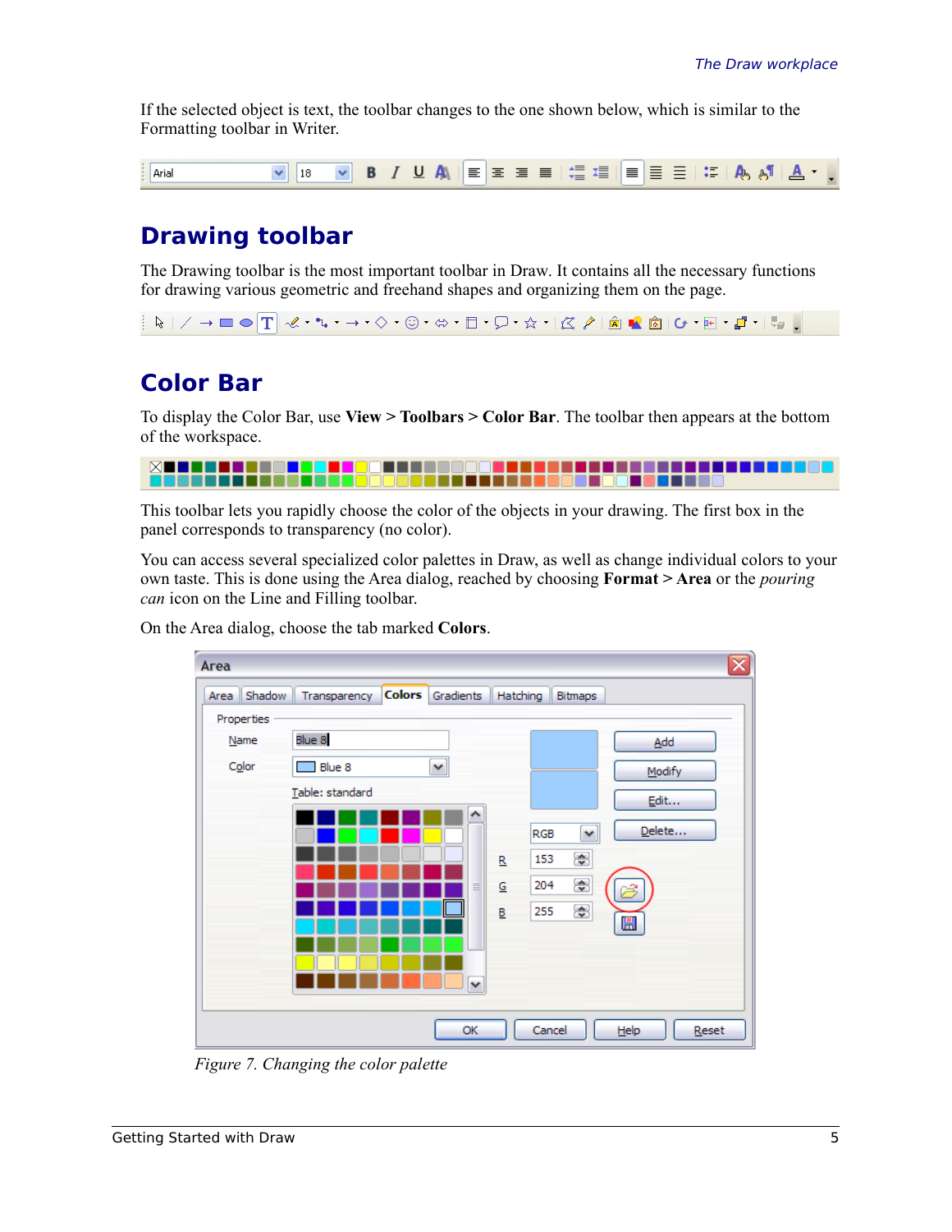If the selected object is text, the toolbar changes to the one shown below, which is similar to the Formatting toolbar in Writer.

## Drawing toolbar

The Drawing toolbar is the most important toolbar in Draw. It contains all the necessary functions for drawing various geometric and freehand shapes and organizing them on the page.

## Color Bar

To display the Color Bar, use **View > Toolbars > Color Bar**. The toolbar then appears at the bottom of the workspace.

This toolbar lets you rapidly choose the color of the objects in your drawing. The first box in the panel corresponds to transparency (no color).

You can access several specialized color palettes in Draw, as well as change individual colors to your own taste. This is done using the Area dialog, reached by choosing **Format > Area** or the *pouring can* icon on the Line and Filling toolbar.

On the Area dialog, choose the tab marked **Colors**.

*Figure 7. Changing the color palette*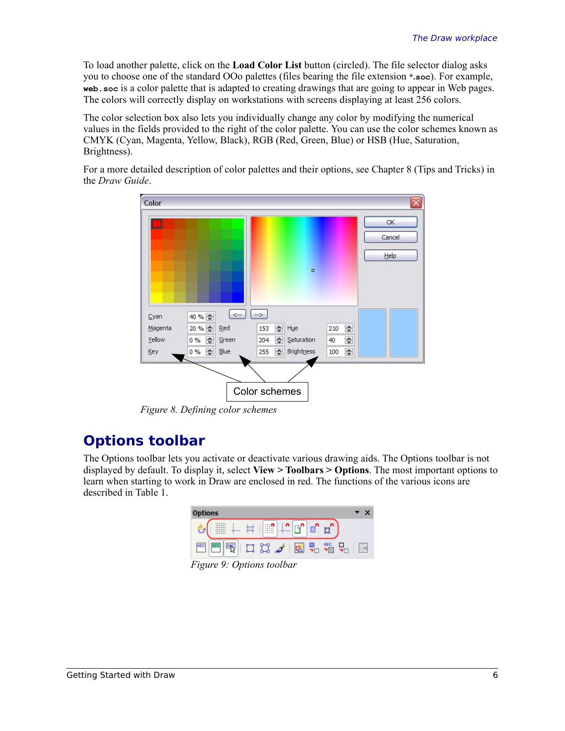To load another palette, click on the **Load Color List** button (circled). The file selector dialog asks you to choose one of the standard OOo palettes (files bearing the file extension `*.soc`). For example, `web.soc` is a color palette that is adapted to creating drawings that are going to appear in Web pages. The colors will correctly display on workstations with screens displaying at least 256 colors.

The color selection box also lets you individually change any color by modifying the numerical values in the fields provided to the right of the color palette. You can use the color schemes known as CMYK (Cyan, Magenta, Yellow, Black), RGB (Red, Green, Blue) or HSB (Hue, Saturation, Brightness).

For a more detailed description of color palettes and their options, see Chapter 8 (Tips and Tricks) in the *Draw Guide*.

*Figure 8. Defining color schemes*

## Options toolbar

The Options toolbar lets you activate or deactivate various drawing aids. The Options toolbar is not displayed by default. To display it, select **View > Toolbars > Options**. The most important options to learn when starting to work in Draw are enclosed in red. The functions of the various icons are described in Table 1.

*Figure 9: Options toolbar*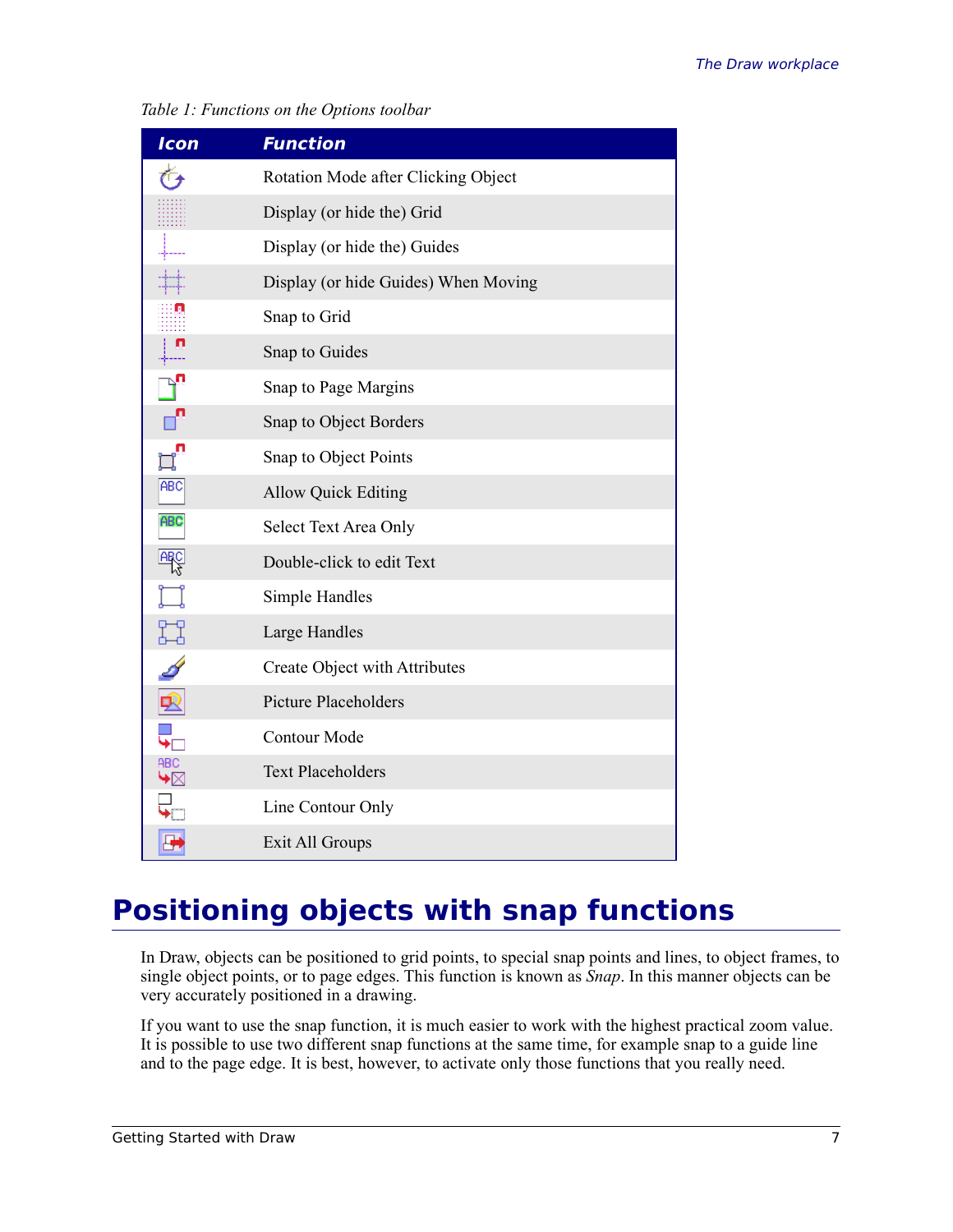*Table 1: Functions on the Options toolbar*

| Icon | Function |
|---|---|
| | Rotation Mode after Clicking Object |
| | Display (or hide the) Grid |
| | Display (or hide the) Guides |
| | Display (or hide Guides) When Moving |
| | Snap to Grid |
| | Snap to Guides |
| | Snap to Page Margins |
| | Snap to Object Borders |
| | Snap to Object Points |
| | Allow Quick Editing |
| | Select Text Area Only |
| | Double-click to edit Text |
| | Simple Handles |
| | Large Handles |
| | Create Object with Attributes |
| | Picture Placeholders |
| | Contour Mode |
| | Text Placeholders |
| | Line Contour Only |
| | Exit All Groups |

# Positioning objects with snap functions

In Draw, objects can be positioned to grid points, to special snap points and lines, to object frames, to single object points, or to page edges. This function is known as *Snap*. In this manner objects can be very accurately positioned in a drawing.

If you want to use the snap function, it is much easier to work with the highest practical zoom value. It is possible to use two different snap functions at the same time, for example snap to a guide line and to the page edge. It is best, however, to activate only those functions that you really need.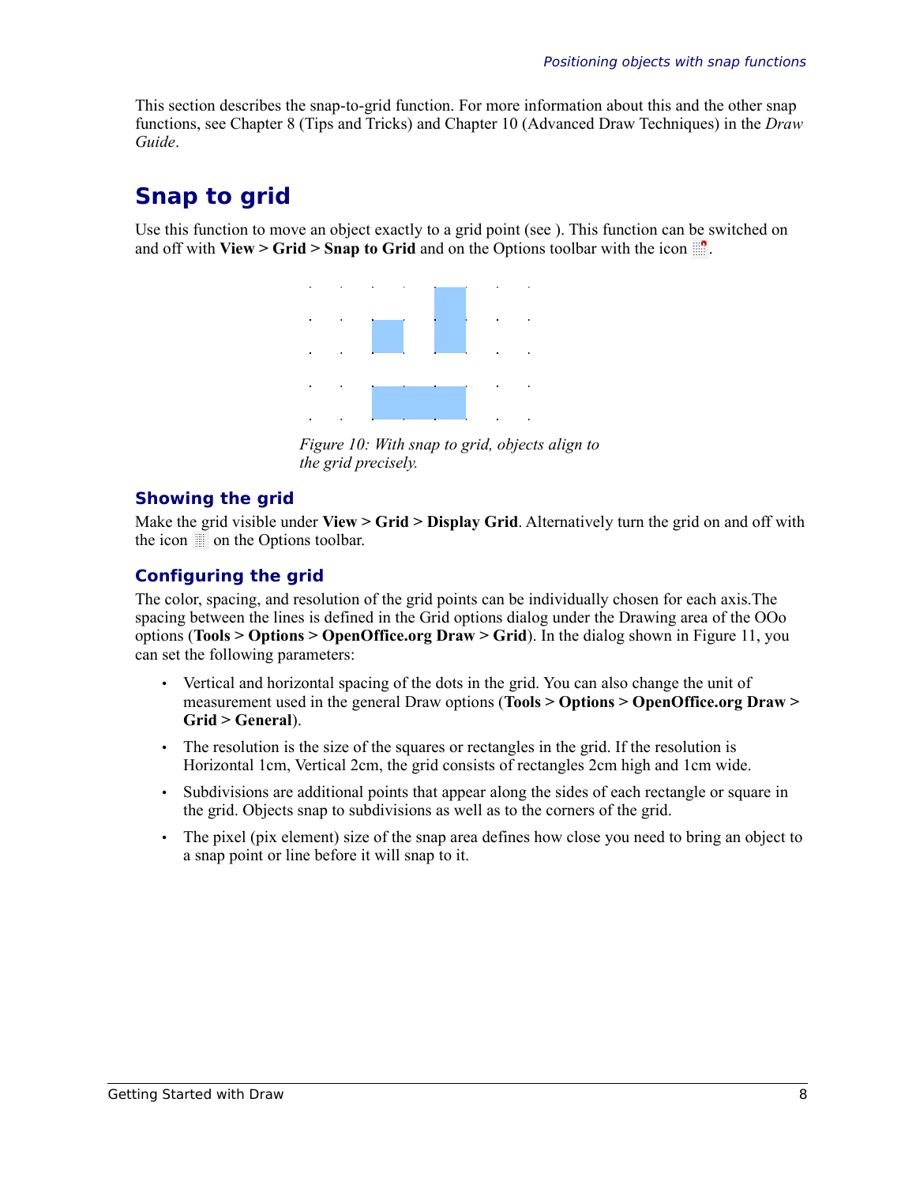This section describes the snap-to-grid function. For more information about this and the other snap functions, see Chapter 8 (Tips and Tricks) and Chapter 10 (Advanced Draw Techniques) in the *Draw Guide*.

## Snap to grid

Use this function to move an object exactly to a grid point (see ). This function can be switched on and off with **View > Grid > Snap to Grid** and on the Options toolbar with the icon .

*Figure 10: With snap to grid, objects align to the grid precisely.*

### Showing the grid

Make the grid visible under **View > Grid > Display Grid**. Alternatively turn the grid on and off with the icon on the Options toolbar.

### Configuring the grid

The color, spacing, and resolution of the grid points can be individually chosen for each axis.The spacing between the lines is defined in the Grid options dialog under the Drawing area of the OOo options (**Tools > Options > OpenOffice.org Draw > Grid**). In the dialog shown in Figure 11, you can set the following parameters:

- Vertical and horizontal spacing of the dots in the grid. You can also change the unit of measurement used in the general Draw options (**Tools > Options > OpenOffice.org Draw > Grid > General**).
- The resolution is the size of the squares or rectangles in the grid. If the resolution is Horizontal 1cm, Vertical 2cm, the grid consists of rectangles 2cm high and 1cm wide.
- Subdivisions are additional points that appear along the sides of each rectangle or square in the grid. Objects snap to subdivisions as well as to the corners of the grid.
- The pixel (pix element) size of the snap area defines how close you need to bring an object to a snap point or line before it will snap to it.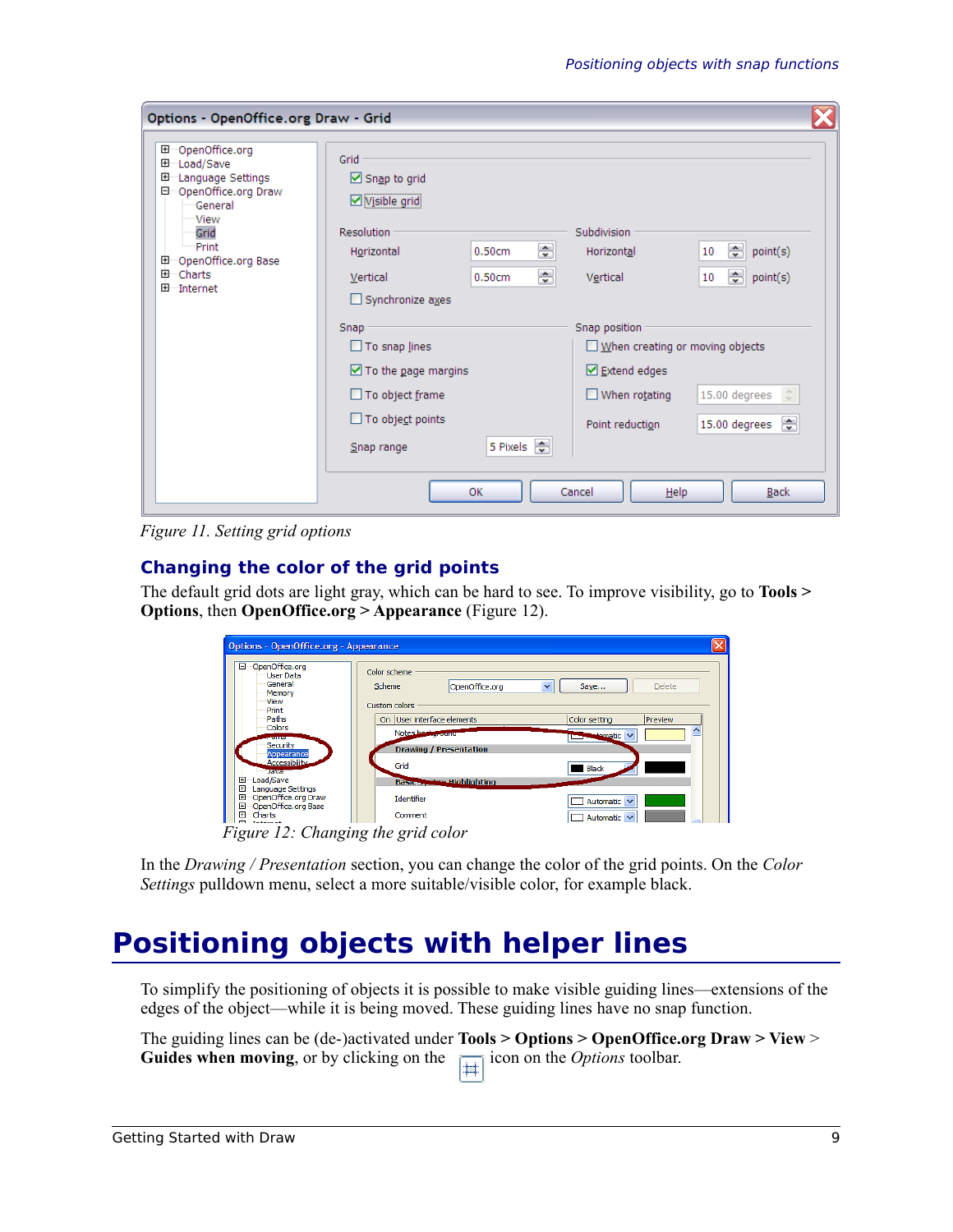Figure 11. Setting grid options

### Changing the color of the grid points

The default grid dots are light gray, which can be hard to see. To improve visibility, go to **Tools > Options**, then **OpenOffice.org > Appearance** (Figure 12).

*Figure 12: Changing the grid color*

In the *Drawing / Presentation* section, you can change the color of the grid points. On the *Color Settings* pulldown menu, select a more suitable/visible color, for example black.

# Positioning objects with helper lines

To simplify the positioning of objects it is possible to make visible guiding lines—extensions of the edges of the object—while it is being moved. These guiding lines have no snap function.

The guiding lines can be (de-)activated under **Tools > Options > OpenOffice.org Draw > View** > **Guides when moving**, or by clicking on the icon on the *Options* toolbar.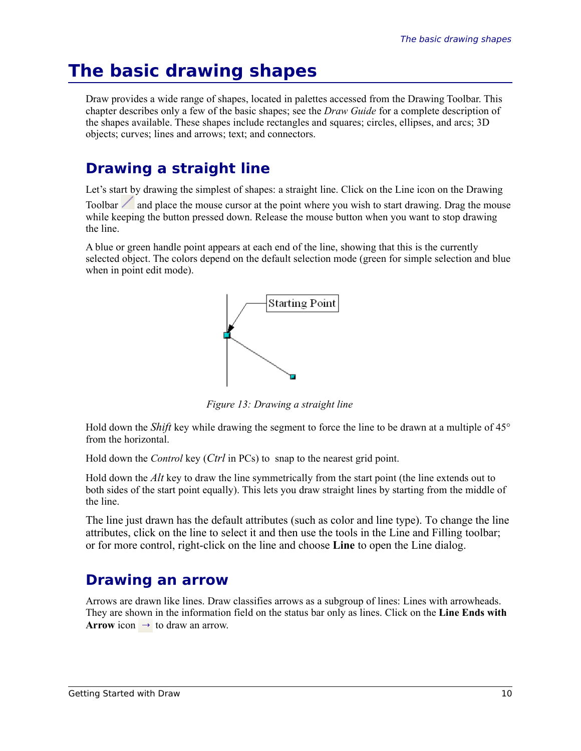# The basic drawing shapes

Draw provides a wide range of shapes, located in palettes accessed from the Drawing Toolbar. This chapter describes only a few of the basic shapes; see the *Draw Guide* for a complete description of the shapes available. These shapes include rectangles and squares; circles, ellipses, and arcs; 3D objects; curves; lines and arrows; text; and connectors.

## Drawing a straight line

Let's start by drawing the simplest of shapes: a straight line. Click on the Line icon on the Drawing Toolbar and place the mouse cursor at the point where you wish to start drawing. Drag the mouse while keeping the button pressed down. Release the mouse button when you want to stop drawing the line.

A blue or green handle point appears at each end of the line, showing that this is the currently selected object. The colors depend on the default selection mode (green for simple selection and blue when in point edit mode).

*Figure 13: Drawing a straight line*

Hold down the *Shift* key while drawing the segment to force the line to be drawn at a multiple of 45° from the horizontal.

Hold down the *Control* key (*Ctrl* in PCs) to snap to the nearest grid point.

Hold down the *Alt* key to draw the line symmetrically from the start point (the line extends out to both sides of the start point equally). This lets you draw straight lines by starting from the middle of the line.

The line just drawn has the default attributes (such as color and line type). To change the line attributes, click on the line to select it and then use the tools in the Line and Filling toolbar; or for more control, right-click on the line and choose **Line** to open the Line dialog.

## Drawing an arrow

Arrows are drawn like lines. Draw classifies arrows as a subgroup of lines: Lines with arrowheads. They are shown in the information field on the status bar only as lines. Click on the **Line Ends with Arrow** icon → to draw an arrow.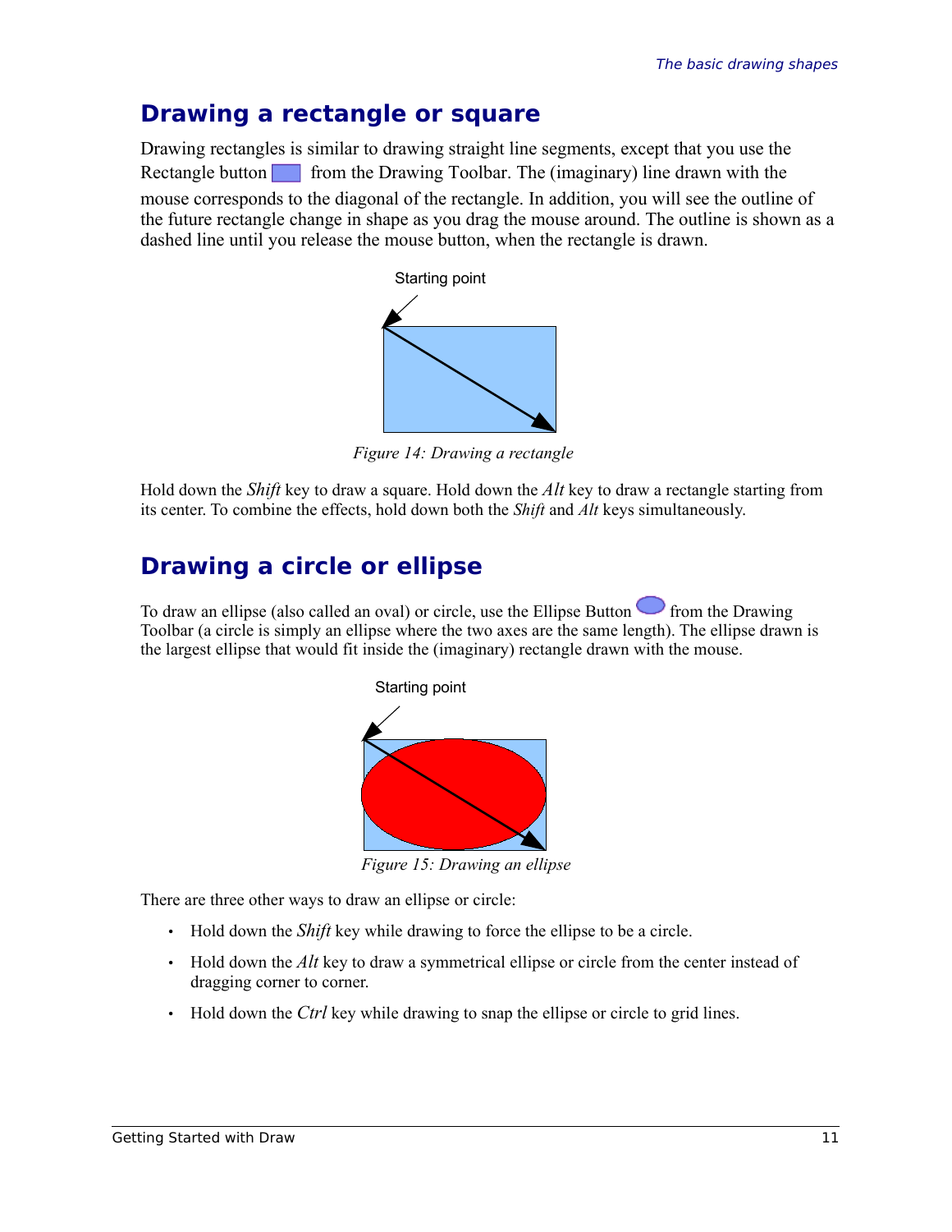## Drawing a rectangle or square

Drawing rectangles is similar to drawing straight line segments, except that you use the Rectangle button from the Drawing Toolbar. The (imaginary) line drawn with the mouse corresponds to the diagonal of the rectangle. In addition, you will see the outline of the future rectangle change in shape as you drag the mouse around. The outline is shown as a dashed line until you release the mouse button, when the rectangle is drawn.

Starting point

*Figure 14: Drawing a rectangle*

Hold down the *Shift* key to draw a square. Hold down the *Alt* key to draw a rectangle starting from its center. To combine the effects, hold down both the *Shift* and *Alt* keys simultaneously.

## Drawing a circle or ellipse

To draw an ellipse (also called an oval) or circle, use the Ellipse Button from the Drawing Toolbar (a circle is simply an ellipse where the two axes are the same length). The ellipse drawn is the largest ellipse that would fit inside the (imaginary) rectangle drawn with the mouse.

Starting point

*Figure 15: Drawing an ellipse*

There are three other ways to draw an ellipse or circle:

- Hold down the *Shift* key while drawing to force the ellipse to be a circle.
- Hold down the *Alt* key to draw a symmetrical ellipse or circle from the center instead of dragging corner to corner.
- Hold down the *Ctrl* key while drawing to snap the ellipse or circle to grid lines.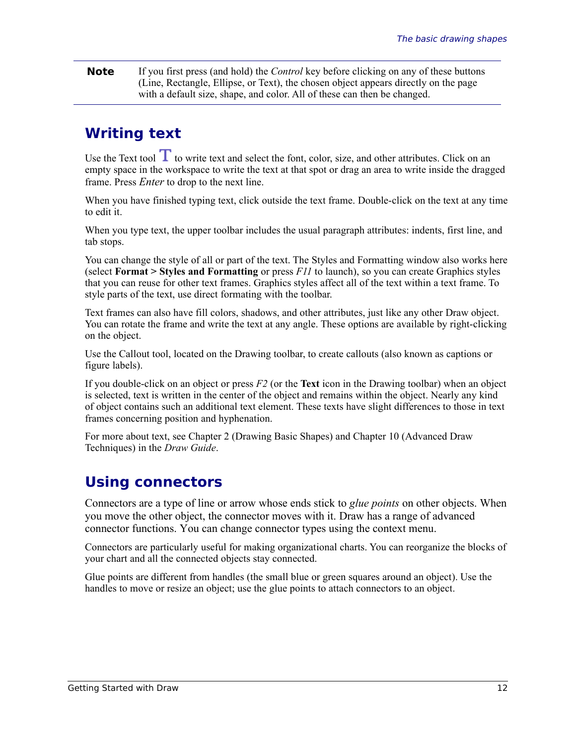**Note** If you first press (and hold) the *Control* key before clicking on any of these buttons (Line, Rectangle, Ellipse, or Text), the chosen object appears directly on the page with a default size, shape, and color. All of these can then be changed.

## Writing text

Use the Text tool T to write text and select the font, color, size, and other attributes. Click on an empty space in the workspace to write the text at that spot or drag an area to write inside the dragged frame. Press *Enter* to drop to the next line.

When you have finished typing text, click outside the text frame. Double-click on the text at any time to edit it.

When you type text, the upper toolbar includes the usual paragraph attributes: indents, first line, and tab stops.

You can change the style of all or part of the text. The Styles and Formatting window also works here (select **Format > Styles and Formatting** or press *F11* to launch), so you can create Graphics styles that you can reuse for other text frames. Graphics styles affect all of the text within a text frame. To style parts of the text, use direct formating with the toolbar.

Text frames can also have fill colors, shadows, and other attributes, just like any other Draw object. You can rotate the frame and write the text at any angle. These options are available by right-clicking on the object.

Use the Callout tool, located on the Drawing toolbar, to create callouts (also known as captions or figure labels).

If you double-click on an object or press *F2* (or the **Text** icon in the Drawing toolbar) when an object is selected, text is written in the center of the object and remains within the object. Nearly any kind of object contains such an additional text element. These texts have slight differences to those in text frames concerning position and hyphenation.

For more about text, see Chapter 2 (Drawing Basic Shapes) and Chapter 10 (Advanced Draw Techniques) in the *Draw Guide*.

## Using connectors

Connectors are a type of line or arrow whose ends stick to *glue points* on other objects. When you move the other object, the connector moves with it. Draw has a range of advanced connector functions. You can change connector types using the context menu.

Connectors are particularly useful for making organizational charts. You can reorganize the blocks of your chart and all the connected objects stay connected.

Glue points are different from handles (the small blue or green squares around an object). Use the handles to move or resize an object; use the glue points to attach connectors to an object.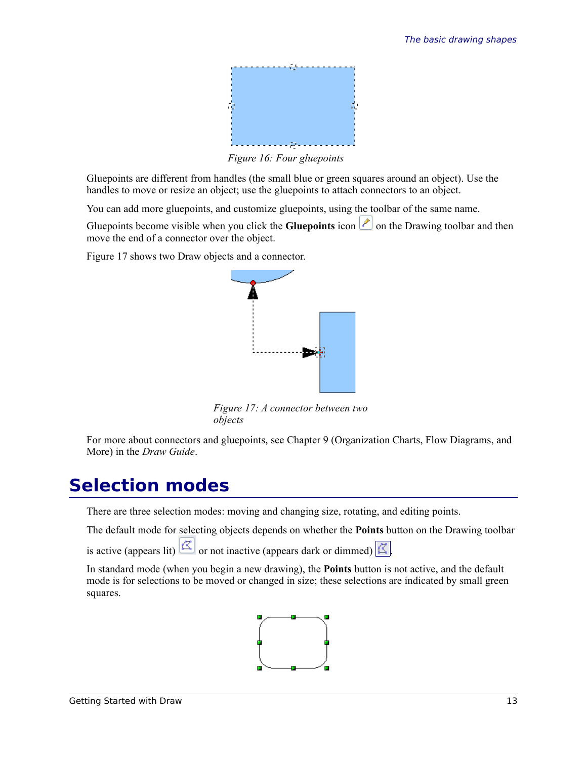Figure 16: Four gluepoints

Gluepoints are different from handles (the small blue or green squares around an object). Use the handles to move or resize an object; use the gluepoints to attach connectors to an object.

You can add more gluepoints, and customize gluepoints, using the toolbar of the same name.

Gluepoints become visible when you click the **Gluepoints** icon on the Drawing toolbar and then move the end of a connector over the object.

Figure 17 shows two Draw objects and a connector.

Figure 17: A connector between two objects

For more about connectors and gluepoints, see Chapter 9 (Organization Charts, Flow Diagrams, and More) in the *Draw Guide*.

# Selection modes

There are three selection modes: moving and changing size, rotating, and editing points.

The default mode for selecting objects depends on whether the **Points** button on the Drawing toolbar is active (appears lit) or not inactive (appears dark or dimmed) .

In standard mode (when you begin a new drawing), the **Points** button is not active, and the default mode is for selections to be moved or changed in size; these selections are indicated by small green squares.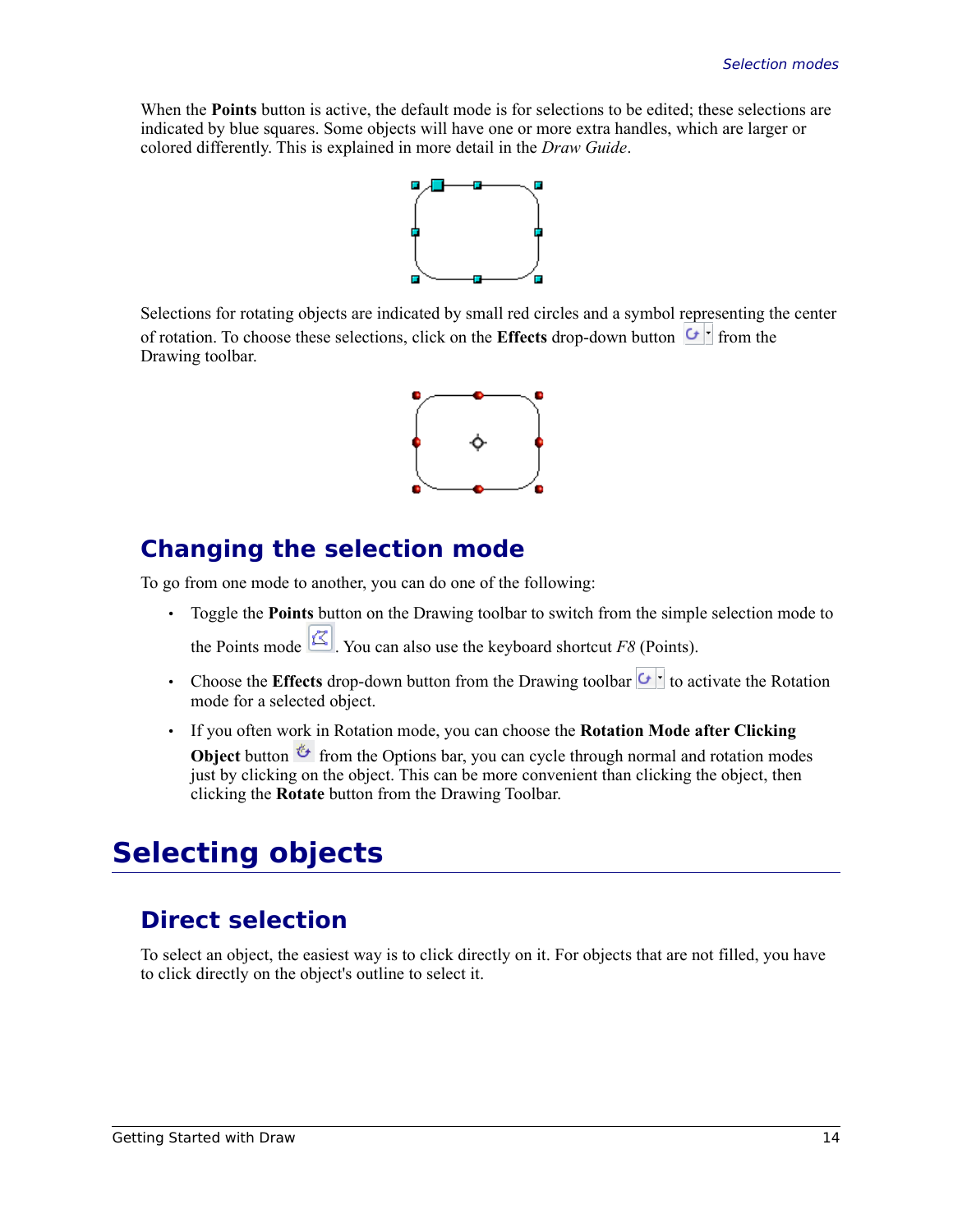When the **Points** button is active, the default mode is for selections to be edited; these selections are indicated by blue squares. Some objects will have one or more extra handles, which are larger or colored differently. This is explained in more detail in the *Draw Guide*.

Selections for rotating objects are indicated by small red circles and a symbol representing the center of rotation. To choose these selections, click on the **Effects** drop-down button from the Drawing toolbar.

## Changing the selection mode

To go from one mode to another, you can do one of the following:

- Toggle the **Points** button on the Drawing toolbar to switch from the simple selection mode to the Points mode. You can also use the keyboard shortcut *F8* (Points).
- Choose the **Effects** drop-down button from the Drawing toolbar to activate the Rotation mode for a selected object.
- If you often work in Rotation mode, you can choose the **Rotation Mode after Clicking Object** button from the Options bar, you can cycle through normal and rotation modes just by clicking on the object. This can be more convenient than clicking the object, then clicking the **Rotate** button from the Drawing Toolbar.

# Selecting objects

## Direct selection

To select an object, the easiest way is to click directly on it. For objects that are not filled, you have to click directly on the object's outline to select it.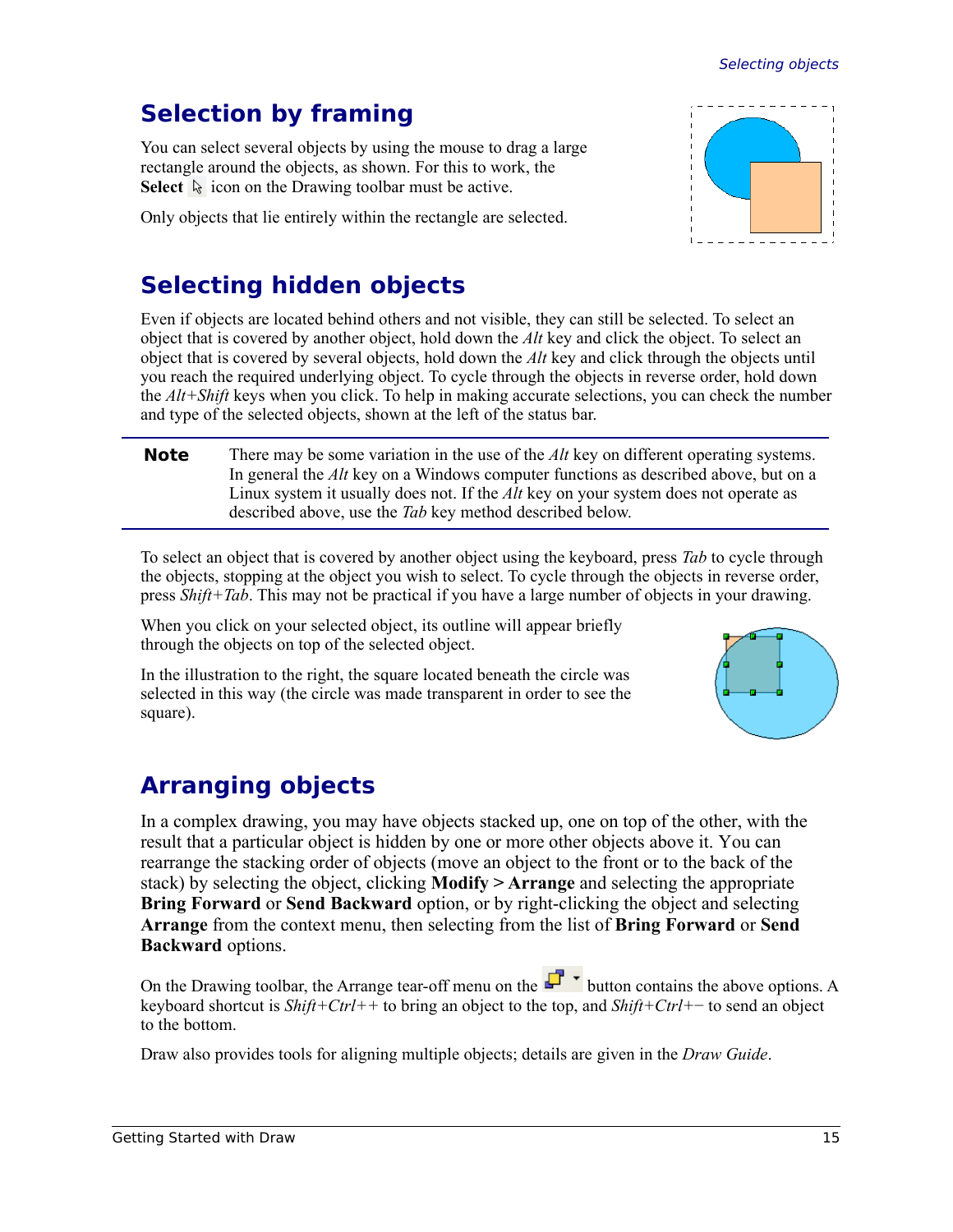## Selection by framing

You can select several objects by using the mouse to drag a large rectangle around the objects, as shown. For this to work, the **Select** icon on the Drawing toolbar must be active.

Only objects that lie entirely within the rectangle are selected.

## Selecting hidden objects

Even if objects are located behind others and not visible, they can still be selected. To select an object that is covered by another object, hold down the *Alt* key and click the object. To select an object that is covered by several objects, hold down the *Alt* key and click through the objects until you reach the required underlying object. To cycle through the objects in reverse order, hold down the *Alt+Shift* keys when you click. To help in making accurate selections, you can check the number and type of the selected objects, shown at the left of the status bar.

| | |
|---|---|
| **Note** | There may be some variation in the use of the *Alt* key on different operating systems. In general the *Alt* key on a Windows computer functions as described above, but on a Linux system it usually does not. If the *Alt* key on your system does not operate as described above, use the *Tab* key method described below. |

To select an object that is covered by another object using the keyboard, press *Tab* to cycle through the objects, stopping at the object you wish to select. To cycle through the objects in reverse order, press *Shift+Tab*. This may not be practical if you have a large number of objects in your drawing.

When you click on your selected object, its outline will appear briefly through the objects on top of the selected object.

In the illustration to the right, the square located beneath the circle was selected in this way (the circle was made transparent in order to see the square).

## Arranging objects

In a complex drawing, you may have objects stacked up, one on top of the other, with the result that a particular object is hidden by one or more other objects above it. You can rearrange the stacking order of objects (move an object to the front or to the back of the stack) by selecting the object, clicking **Modify > Arrange** and selecting the appropriate **Bring Forward** or **Send Backward** option, or by right-clicking the object and selecting **Arrange** from the context menu, then selecting from the list of **Bring Forward** or **Send Backward** options.

On the Drawing toolbar, the Arrange tear-off menu on the button contains the above options. A keyboard shortcut is *Shift+Ctrl++* to bring an object to the top, and *Shift+Ctrl+−* to send an object to the bottom.

Draw also provides tools for aligning multiple objects; details are given in the *Draw Guide*.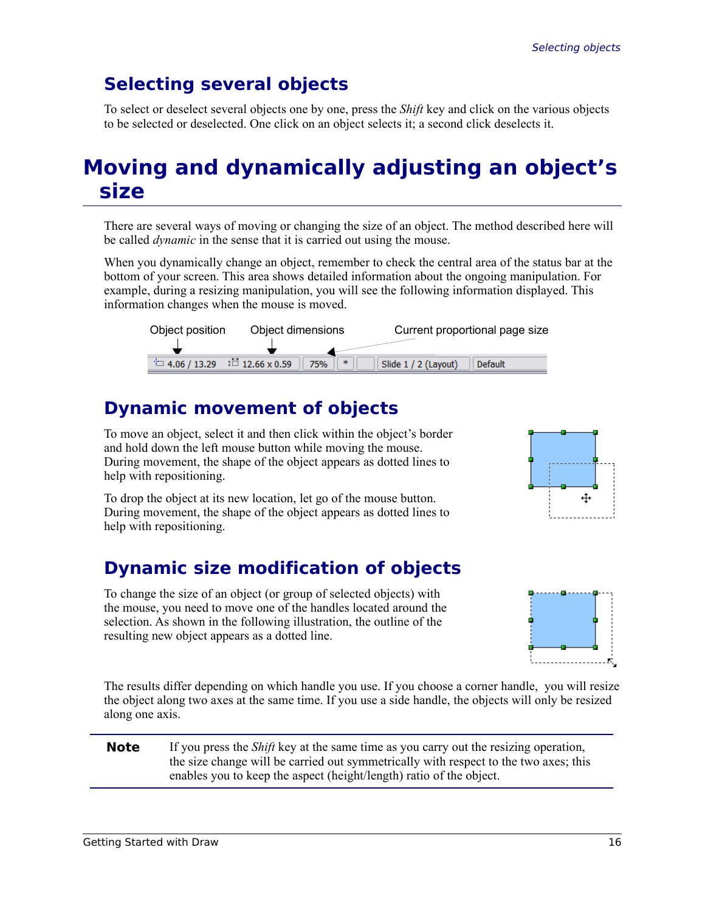## Selecting several objects

To select or deselect several objects one by one, press the *Shift* key and click on the various objects to be selected or deselected. One click on an object selects it; a second click deselects it.

# Moving and dynamically adjusting an object's size

There are several ways of moving or changing the size of an object. The method described here will be called *dynamic* in the sense that it is carried out using the mouse.

When you dynamically change an object, remember to check the central area of the status bar at the bottom of your screen. This area shows detailed information about the ongoing manipulation. For example, during a resizing manipulation, you will see the following information displayed. This information changes when the mouse is moved.

Object position — Object dimensions — Current proportional page size

4.06 / 13.29 | 12.66 x 0.59 | 75% | * | | Slide 1 / 2 (Layout) | Default

## Dynamic movement of objects

To move an object, select it and then click within the object's border and hold down the left mouse button while moving the mouse. During movement, the shape of the object appears as dotted lines to help with repositioning.

To drop the object at its new location, let go of the mouse button. During movement, the shape of the object appears as dotted lines to help with repositioning.

## Dynamic size modification of objects

To change the size of an object (or group of selected objects) with the mouse, you need to move one of the handles located around the selection. As shown in the following illustration, the outline of the resulting new object appears as a dotted line.

The results differ depending on which handle you use. If you choose a corner handle, you will resize the object along two axes at the same time. If you use a side handle, the objects will only be resized along one axis.

**Note** If you press the *Shift* key at the same time as you carry out the resizing operation, the size change will be carried out symmetrically with respect to the two axes; this enables you to keep the aspect (height/length) ratio of the object.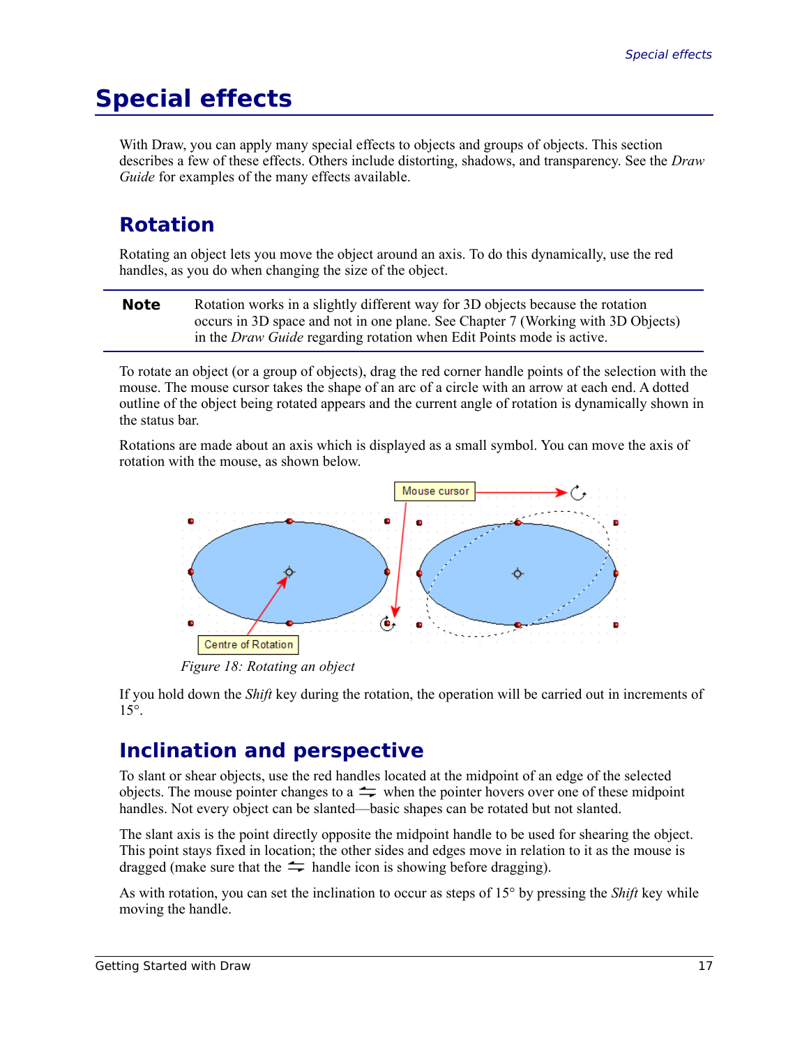# Special effects

With Draw, you can apply many special effects to objects and groups of objects. This section describes a few of these effects. Others include distorting, shadows, and transparency. See the *Draw Guide* for examples of the many effects available.

## Rotation

Rotating an object lets you move the object around an axis. To do this dynamically, use the red handles, as you do when changing the size of the object.

**Note** Rotation works in a slightly different way for 3D objects because the rotation occurs in 3D space and not in one plane. See Chapter 7 (Working with 3D Objects) in the *Draw Guide* regarding rotation when Edit Points mode is active.

To rotate an object (or a group of objects), drag the red corner handle points of the selection with the mouse. The mouse cursor takes the shape of an arc of a circle with an arrow at each end. A dotted outline of the object being rotated appears and the current angle of rotation is dynamically shown in the status bar.

Rotations are made about an axis which is displayed as a small symbol. You can move the axis of rotation with the mouse, as shown below.

*Figure 18: Rotating an object*

If you hold down the *Shift* key during the rotation, the operation will be carried out in increments of 15°.

## Inclination and perspective

To slant or shear objects, use the red handles located at the midpoint of an edge of the selected objects. The mouse pointer changes to a ⇆ when the pointer hovers over one of these midpoint handles. Not every object can be slanted—basic shapes can be rotated but not slanted.

The slant axis is the point directly opposite the midpoint handle to be used for shearing the object. This point stays fixed in location; the other sides and edges move in relation to it as the mouse is dragged (make sure that the ⇆ handle icon is showing before dragging).

As with rotation, you can set the inclination to occur as steps of 15° by pressing the *Shift* key while moving the handle.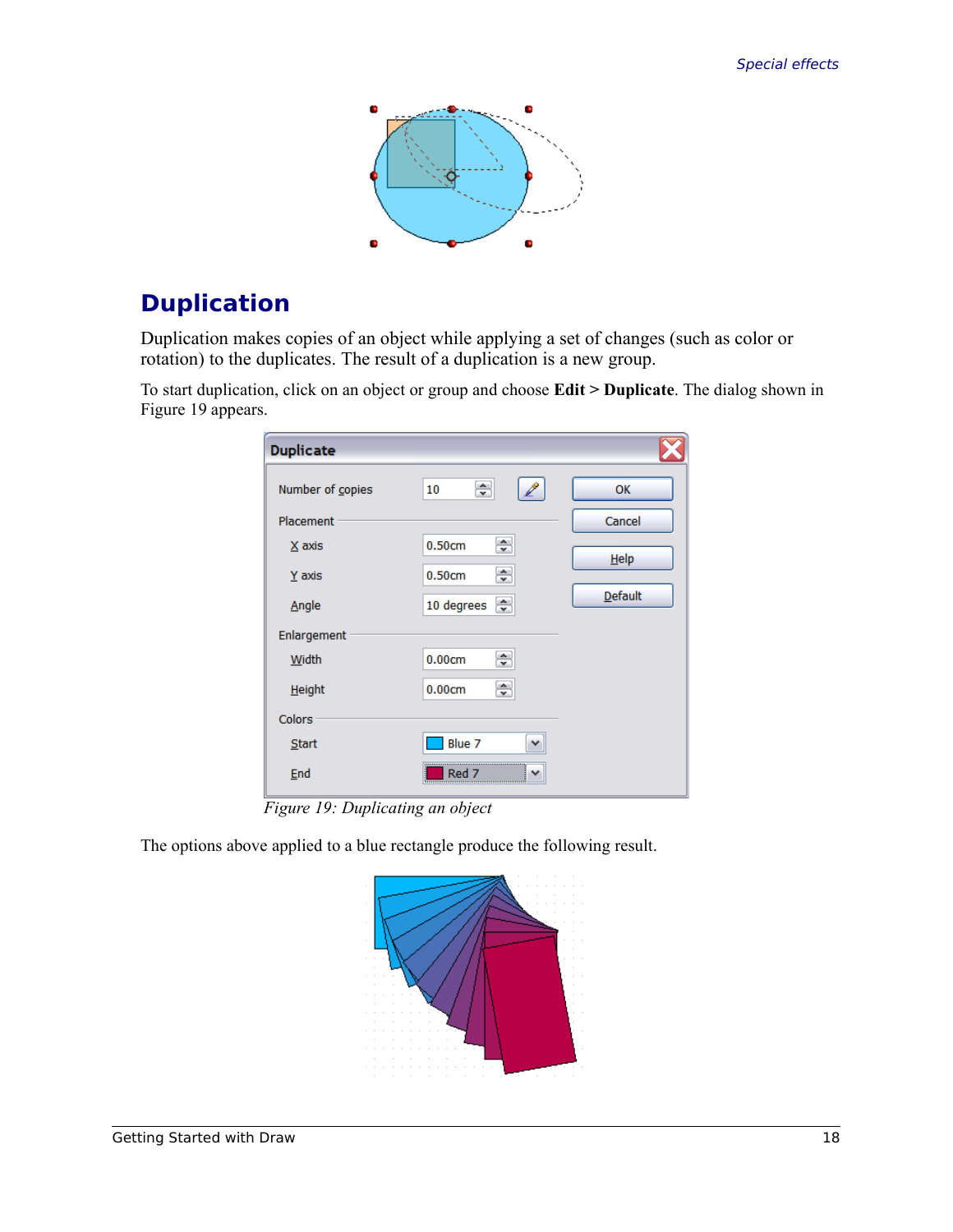## Duplication

Duplication makes copies of an object while applying a set of changes (such as color or rotation) to the duplicates. The result of a duplication is a new group.

To start duplication, click on an object or group and choose **Edit > Duplicate**. The dialog shown in Figure 19 appears.

*Figure 19: Duplicating an object*

The options above applied to a blue rectangle produce the following result.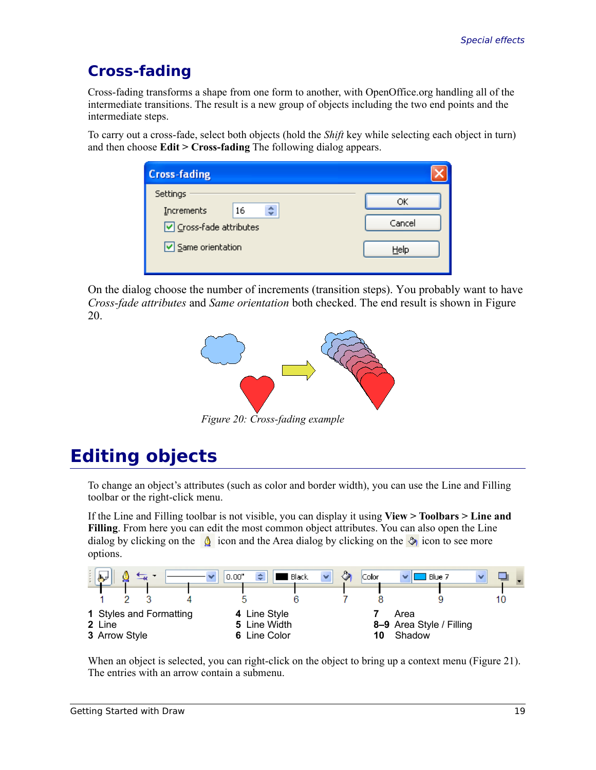## Cross-fading

Cross-fading transforms a shape from one form to another, with OpenOffice.org handling all of the intermediate transitions. The result is a new group of objects including the two end points and the intermediate steps.

To carry out a cross-fade, select both objects (hold the *Shift* key while selecting each object in turn) and then choose **Edit > Cross-fading** The following dialog appears.

On the dialog choose the number of increments (transition steps). You probably want to have *Cross-fade attributes* and *Same orientation* both checked. The end result is shown in Figure 20.

*Figure 20: Cross-fading example*

# Editing objects

To change an object's attributes (such as color and border width), you can use the Line and Filling toolbar or the right-click menu.

If the Line and Filling toolbar is not visible, you can display it using **View > Toolbars > Line and Filling**. From here you can edit the most common object attributes. You can also open the Line dialog by clicking on the icon and the Area dialog by clicking on the icon to see more options.

**1** Styles and Formatting
**2** Line
**3** Arrow Style
**4** Line Style
**5** Line Width
**6** Line Color
**7** Area
**8–9** Area Style / Filling
**10** Shadow

When an object is selected, you can right-click on the object to bring up a context menu (Figure 21). The entries with an arrow contain a submenu.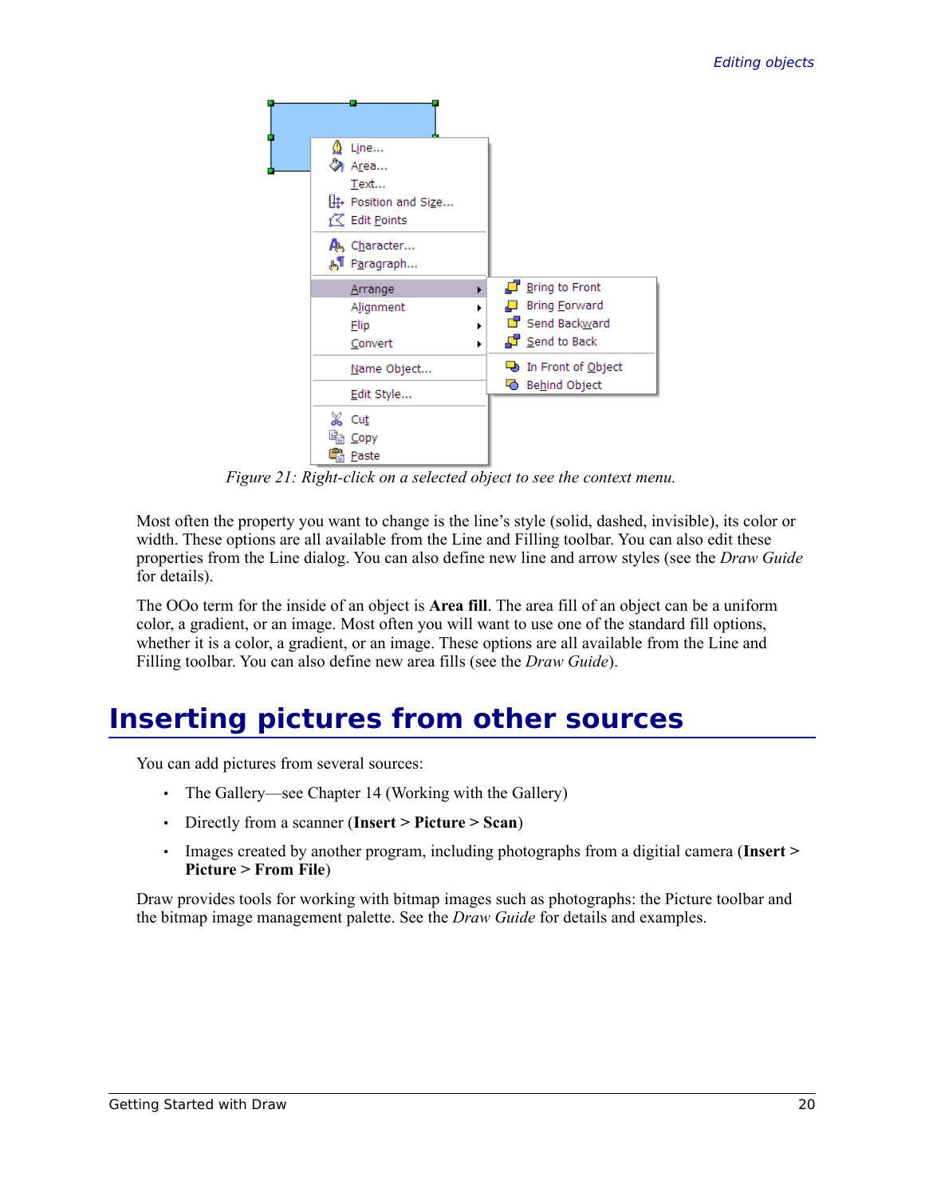*Figure 21: Right-click on a selected object to see the context menu.*

Most often the property you want to change is the line's style (solid, dashed, invisible), its color or width. These options are all available from the Line and Filling toolbar. You can also edit these properties from the Line dialog. You can also define new line and arrow styles (see the *Draw Guide* for details).

The OOo term for the inside of an object is **Area fill**. The area fill of an object can be a uniform color, a gradient, or an image. Most often you will want to use one of the standard fill options, whether it is a color, a gradient, or an image. These options are all available from the Line and Filling toolbar. You can also define new area fills (see the *Draw Guide*).

# Inserting pictures from other sources

You can add pictures from several sources:

- The Gallery—see Chapter 14 (Working with the Gallery)
- Directly from a scanner (**Insert > Picture > Scan**)
- Images created by another program, including photographs from a digitial camera (**Insert > Picture > From File**)

Draw provides tools for working with bitmap images such as photographs: the Picture toolbar and the bitmap image management palette. See the *Draw Guide* for details and examples.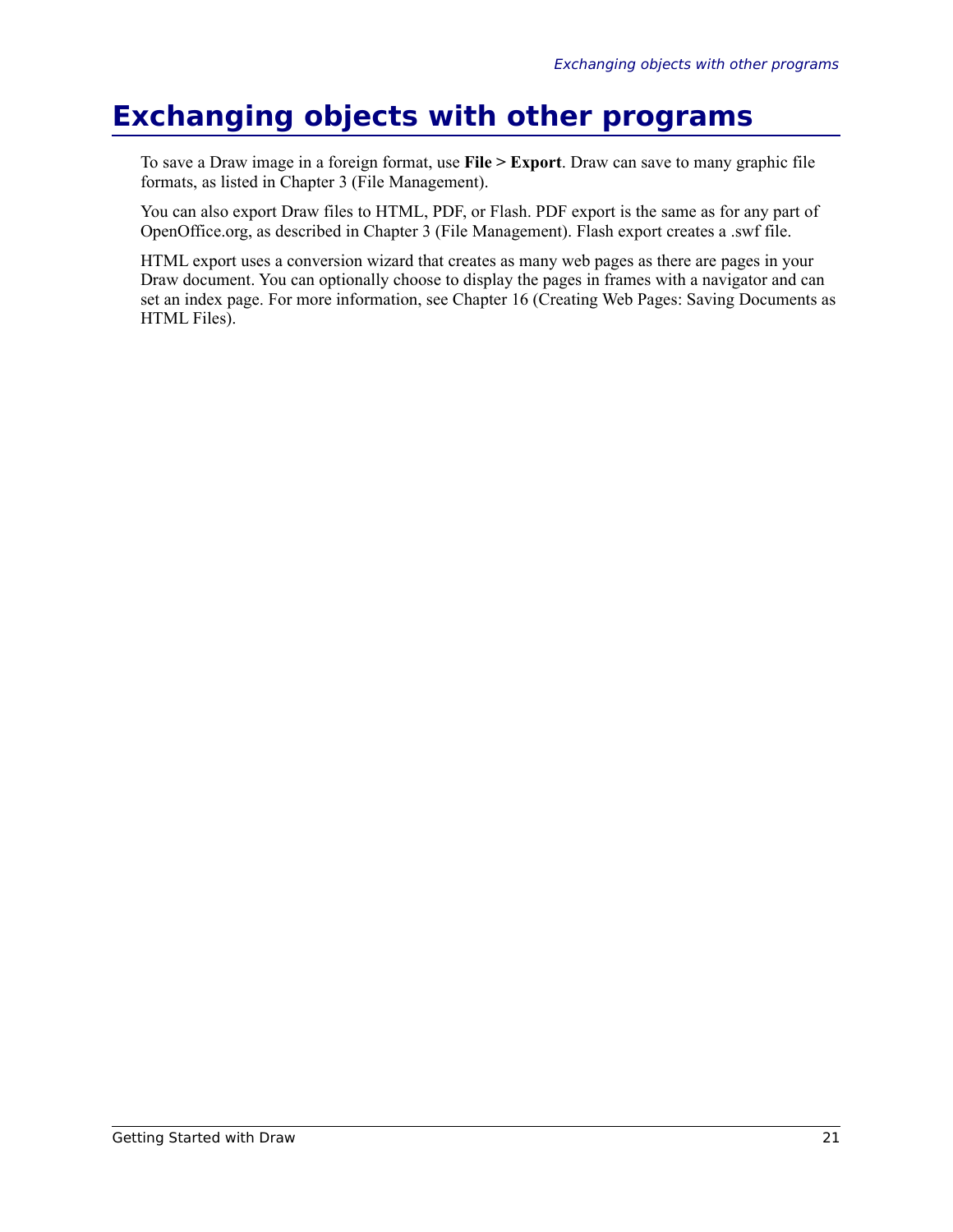# Exchanging objects with other programs

To save a Draw image in a foreign format, use **File > Export**. Draw can save to many graphic file formats, as listed in Chapter 3 (File Management).

You can also export Draw files to HTML, PDF, or Flash. PDF export is the same as for any part of OpenOffice.org, as described in Chapter 3 (File Management). Flash export creates a .swf file.

HTML export uses a conversion wizard that creates as many web pages as there are pages in your Draw document. You can optionally choose to display the pages in frames with a navigator and can set an index page. For more information, see Chapter 16 (Creating Web Pages: Saving Documents as HTML Files).